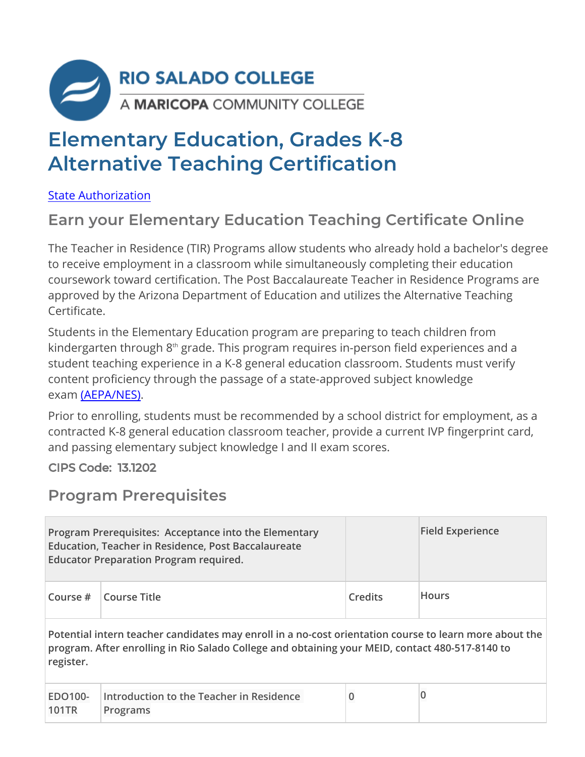RIO SALADO COLLEGE

A MARICOPA COMMUNITY COLLEGE

# Elementary Education, Grades K-8 Alternative Teaching Certification

State Authorization

## Earn your Elementary Education Teaching Certificate Online

The Teacher in Residence (TIR) Programs allow students who already hold a bachelor's degree to receive employment in a classroom while simultaneously completing their education coursework toward certification. The Post Baccalaureate Teacher in Residence Programs are approved by the Arizona Department of Education and utilizes the Alternative Teaching Certificate.

Students in the Elementary Education program are preparing to teach children from kindergarten through 8th grade. This program requires in-person field experiences and a student teaching experience in a K-8 general education classroom. Students must verify content proficiency through the passage of a state-approved subject knowledge exam (AEPA/NES).

Prior to enrolling, students must be recommended by a school district for employment, as a contracted K-8 general education classroom teacher, provide a current IVP fingerprint card, and passing elementary subject knowledge I and II exam scores.

**CIPS Code: 13.1202**

## Program Prerequisites

| Program Prerequisites: Acceptance into the Elementary Education, Teacher in Residence, Post Baccalaureate Educator Preparation Program required. | | | Field Experience |
|---|---|---|---|
| Course # | Course Title | Credits | Hours |
| Potential intern teacher candidates may enroll in a no-cost orientation course to learn more about the program. After enrolling in Rio Salado College and obtaining your MEID, contact 480-517-8140 to register. | | | |
| EDO100-101TR | Introduction to the Teacher in Residence Programs | 0 | 0 |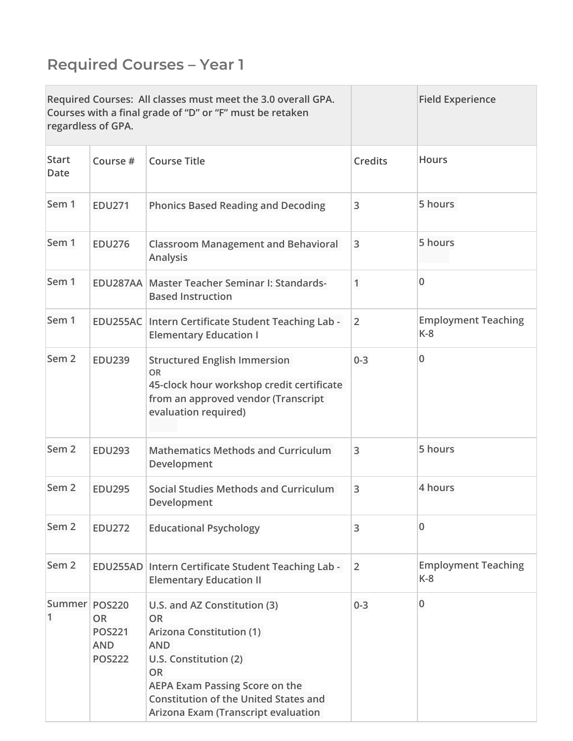## Required Courses – Year 1

| Required Courses: All classes must meet the 3.0 overall GPA. Courses with a final grade of "D" or "F" must be retaken regardless of GPA. | | | | Field Experience |
|---|---|---|---|---|
| Start Date | Course # | Course Title | Credits | Hours |
| Sem 1 | EDU271 | Phonics Based Reading and Decoding | 3 | 5 hours |
| Sem 1 | EDU276 | Classroom Management and Behavioral Analysis | 3 | 5 hours |
| Sem 1 | EDU287AA | Master Teacher Seminar I: Standards-Based Instruction | 1 | 0 |
| Sem 1 | EDU255AC | Intern Certificate Student Teaching Lab - Elementary Education I | 2 | Employment Teaching K-8 |
| Sem 2 | EDU239 | Structured English Immersion<br>OR<br>45-clock hour workshop credit certificate from an approved vendor (Transcript evaluation required) | 0-3 | 0 |
| Sem 2 | EDU293 | Mathematics Methods and Curriculum Development | 3 | 5 hours |
| Sem 2 | EDU295 | Social Studies Methods and Curriculum Development | 3 | 4 hours |
| Sem 2 | EDU272 | Educational Psychology | 3 | 0 |
| Sem 2 | EDU255AD | Intern Certificate Student Teaching Lab - Elementary Education II | 2 | Employment Teaching K-8 |
| Summer 1 | POS220<br>OR<br>POS221<br>AND<br>POS222 | U.S. and AZ Constitution (3)<br>OR<br>Arizona Constitution (1)<br>AND<br>U.S. Constitution (2)<br>OR<br>AEPA Exam Passing Score on the Constitution of the United States and Arizona Exam (Transcript evaluation | 0-3 | 0 |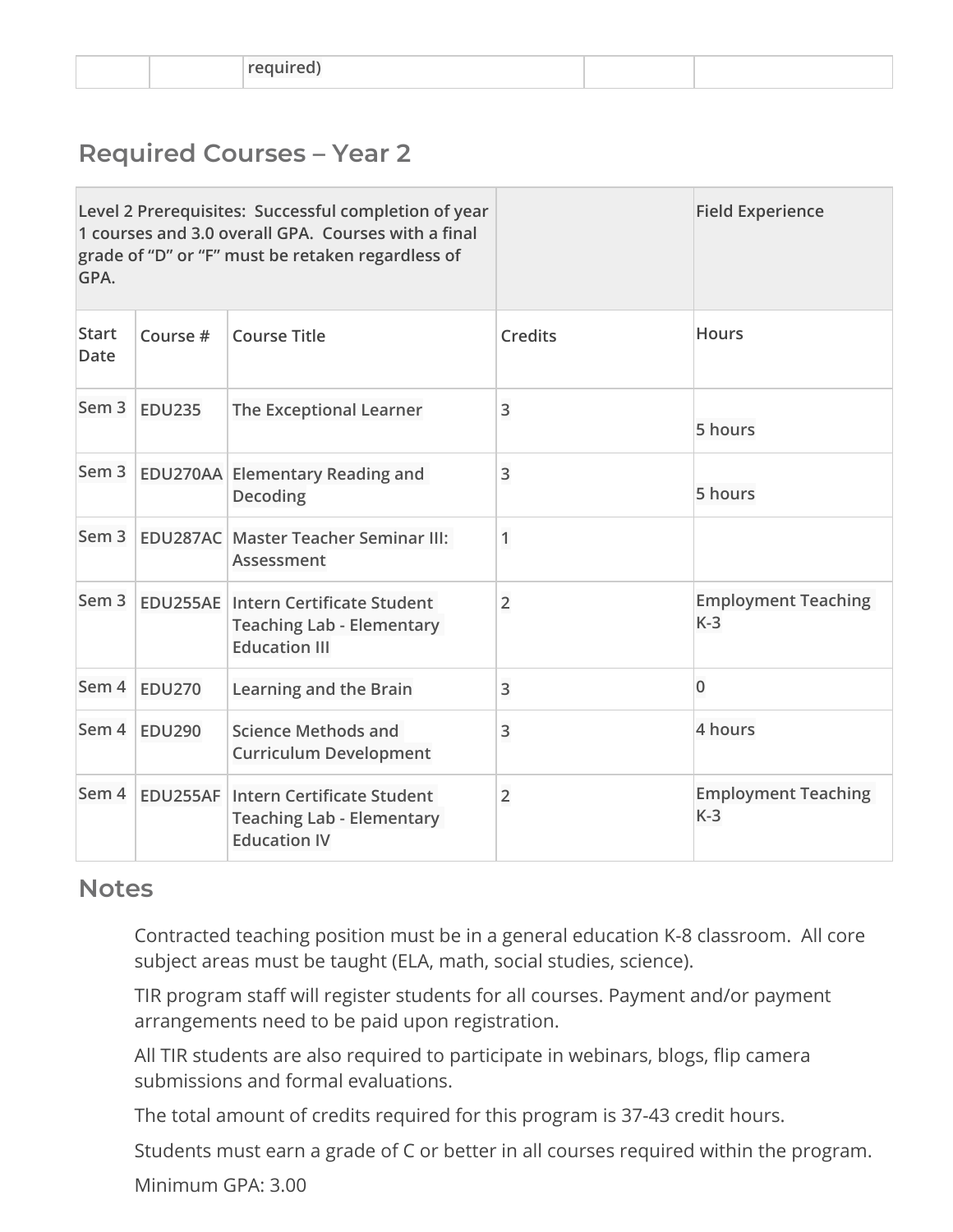| | | required) | | |
|---|---|---|---|---|

## Required Courses – Year 2

| Level 2 Prerequisites: Successful completion of year 1 courses and 3.0 overall GPA. Courses with a final grade of "D" or "F" must be retaken regardless of GPA. | | | | Field Experience |
|---|---|---|---|---|
| Start Date | Course # | Course Title | Credits | Hours |
| Sem 3 | EDU235 | The Exceptional Learner | 3 | 5 hours |
| Sem 3 | EDU270AA | Elementary Reading and Decoding | 3 | 5 hours |
| Sem 3 | EDU287AC | Master Teacher Seminar III: Assessment | 1 | |
| Sem 3 | EDU255AE | Intern Certificate Student Teaching Lab - Elementary Education III | 2 | Employment Teaching K-3 |
| Sem 4 | EDU270 | Learning and the Brain | 3 | 0 |
| Sem 4 | EDU290 | Science Methods and Curriculum Development | 3 | 4 hours |
| Sem 4 | EDU255AF | Intern Certificate Student Teaching Lab - Elementary Education IV | 2 | Employment Teaching K-3 |

## Notes

Contracted teaching position must be in a general education K-8 classroom. All core subject areas must be taught (ELA, math, social studies, science).

TIR program staff will register students for all courses. Payment and/or payment arrangements need to be paid upon registration.

All TIR students are also required to participate in webinars, blogs, flip camera submissions and formal evaluations.

The total amount of credits required for this program is 37-43 credit hours.

Students must earn a grade of C or better in all courses required within the program.

Minimum GPA: 3.00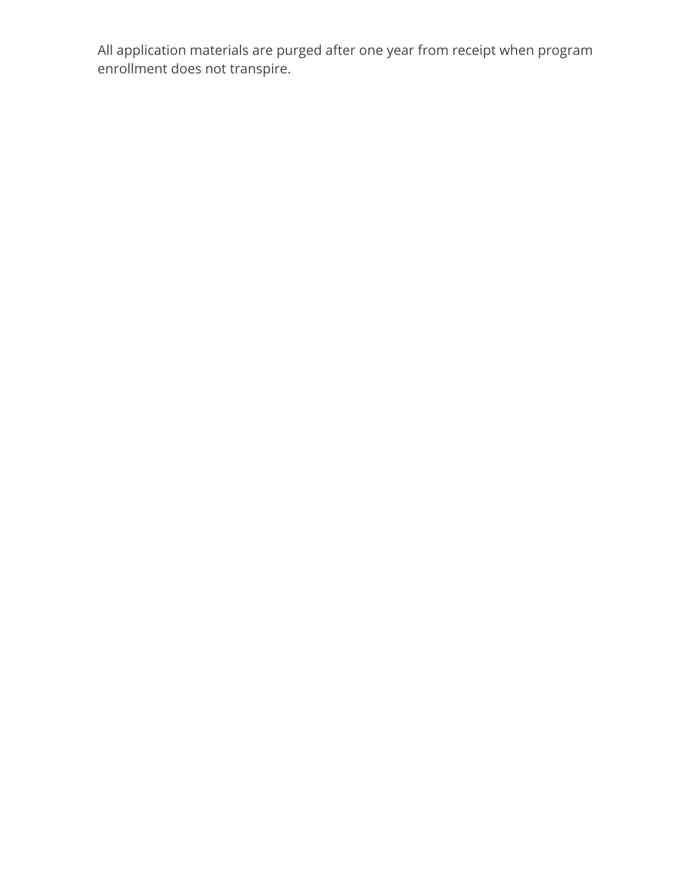All application materials are purged after one year from receipt when program enrollment does not transpire.